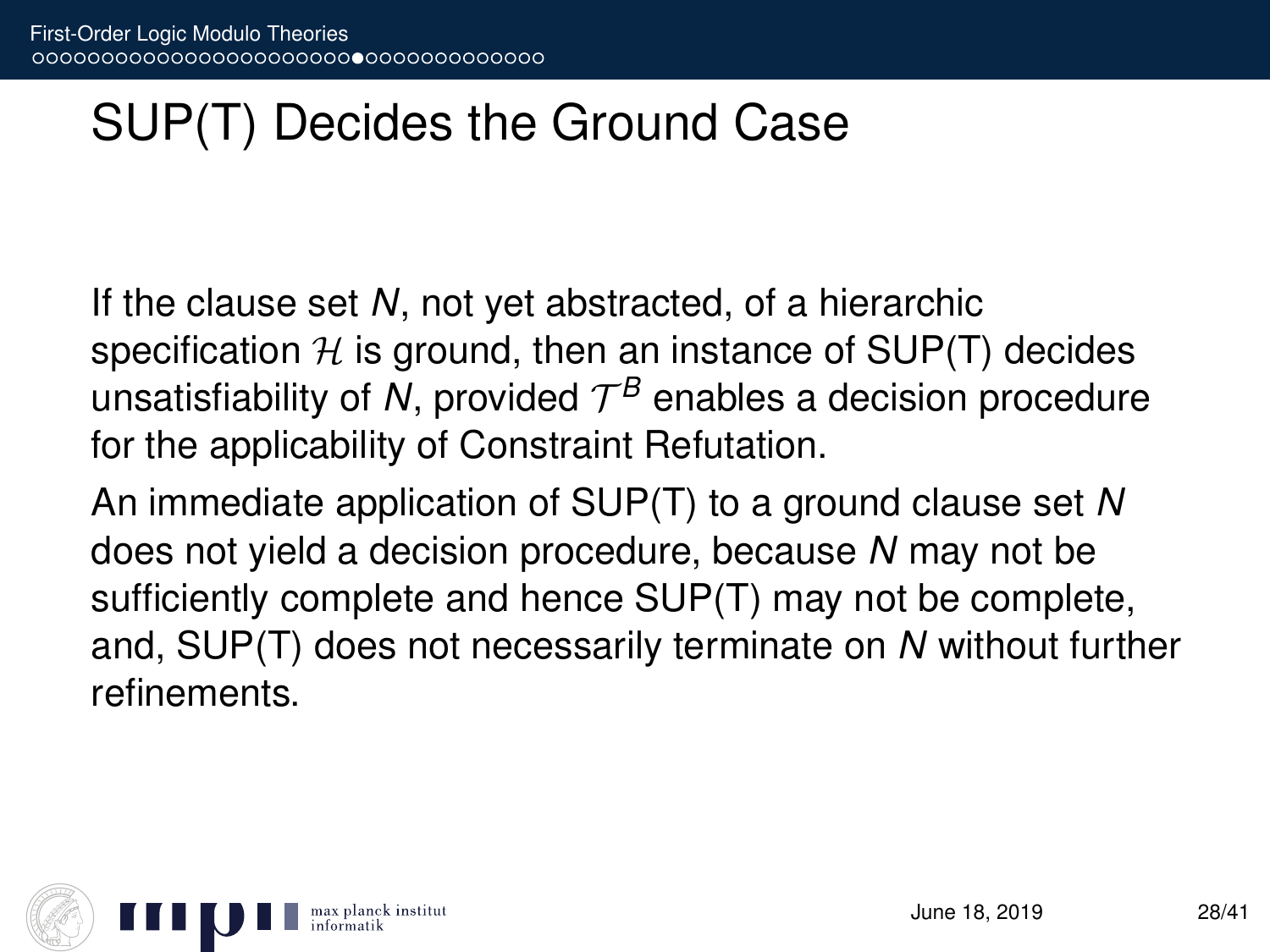# SUP(T) Decides the Ground Case

If the clause set $N$, not yet abstracted, of a hierarchic specification $\mathcal{H}$ is ground, then an instance of SUP(T) decides unsatisfiability of $N$, provided $\mathcal{T}^B$ enables a decision procedure for the applicability of Constraint Refutation.

An immediate application of SUP(T) to a ground clause set $N$ does not yield a decision procedure, because $N$ may not be sufficiently complete and hence SUP(T) may not be complete, and, SUP(T) does not necessarily terminate on $N$ without further refinements.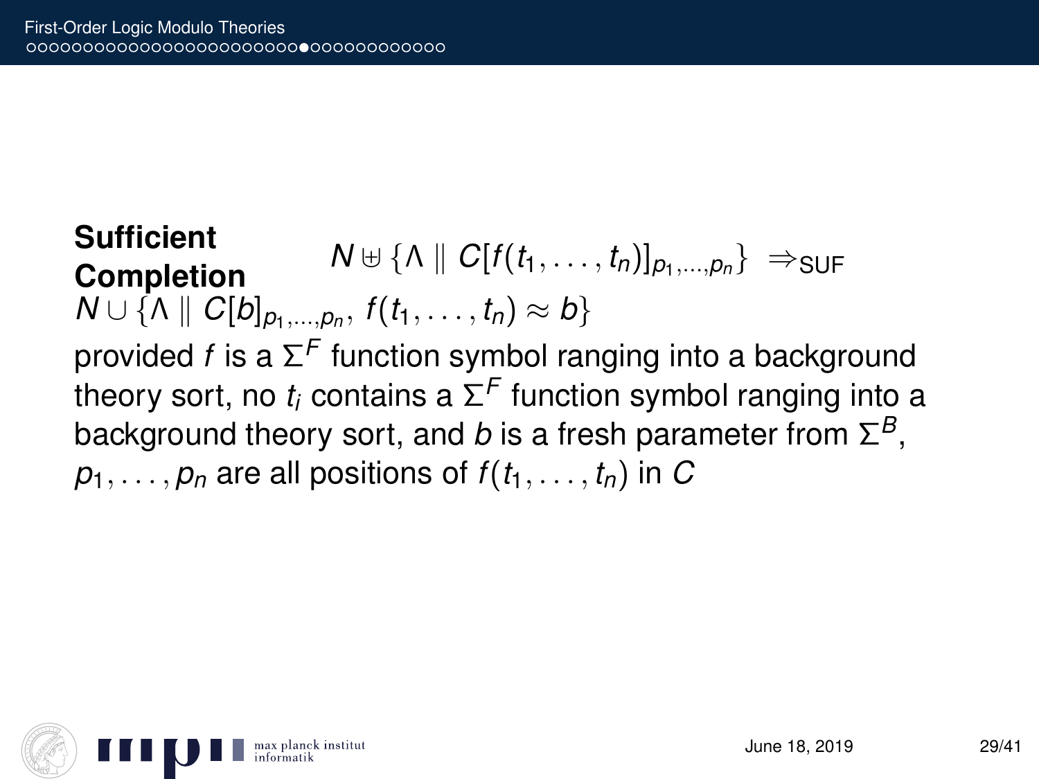**Sufficient Completion** $N \uplus \{\Lambda \parallel C[f(t_1, \ldots, t_n)]_{p_1,\ldots,p_n}\} \;\Rightarrow_{\text{SUF}}$ $N \cup \{\Lambda \parallel C[b]_{p_1,\ldots,p_n},\, f(t_1, \ldots, t_n) \approx b\}$

provided $f$ is a $\Sigma^F$ function symbol ranging into a background theory sort, no $t_i$ contains a $\Sigma^F$ function symbol ranging into a background theory sort, and $b$ is a fresh parameter from $\Sigma^B$, $p_1, \ldots, p_n$ are all positions of $f(t_1, \ldots, t_n)$ in $C$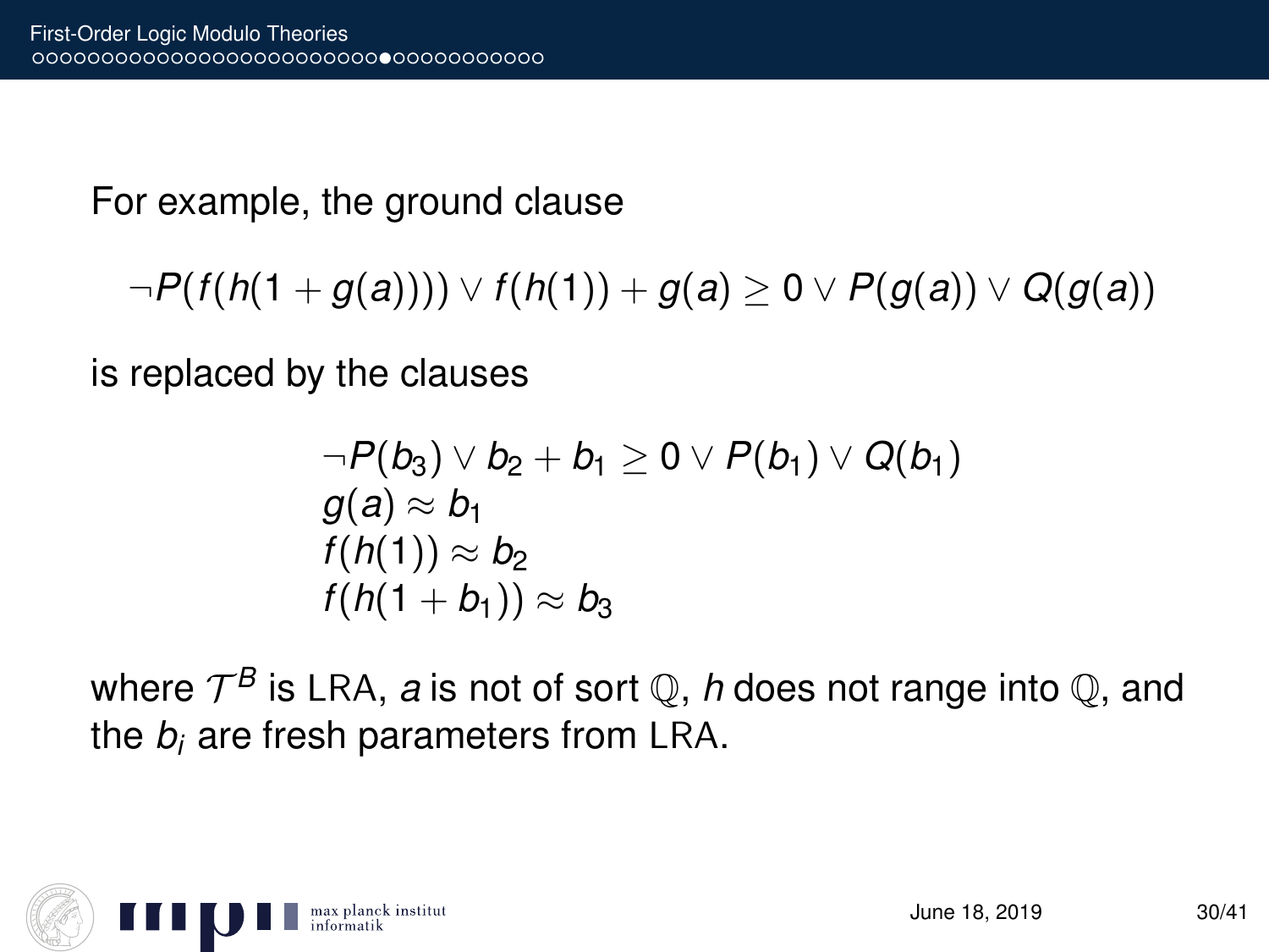For example, the ground clause

$$\neg P(f(h(1 + g(a)))) \vee f(h(1)) + g(a) \geq 0 \vee P(g(a)) \vee Q(g(a))$$

is replaced by the clauses

$$\begin{array}{l}
\neg P(b_3) \vee b_2 + b_1 \geq 0 \vee P(b_1) \vee Q(b_1) \\
g(a) \approx b_1 \\
f(h(1)) \approx b_2 \\
f(h(1 + b_1)) \approx b_3
\end{array}$$

where $\mathcal{T}^B$ is LRA, $a$ is not of sort $\mathbb{Q}$, $h$ does not range into $\mathbb{Q}$, and the $b_i$ are fresh parameters from LRA.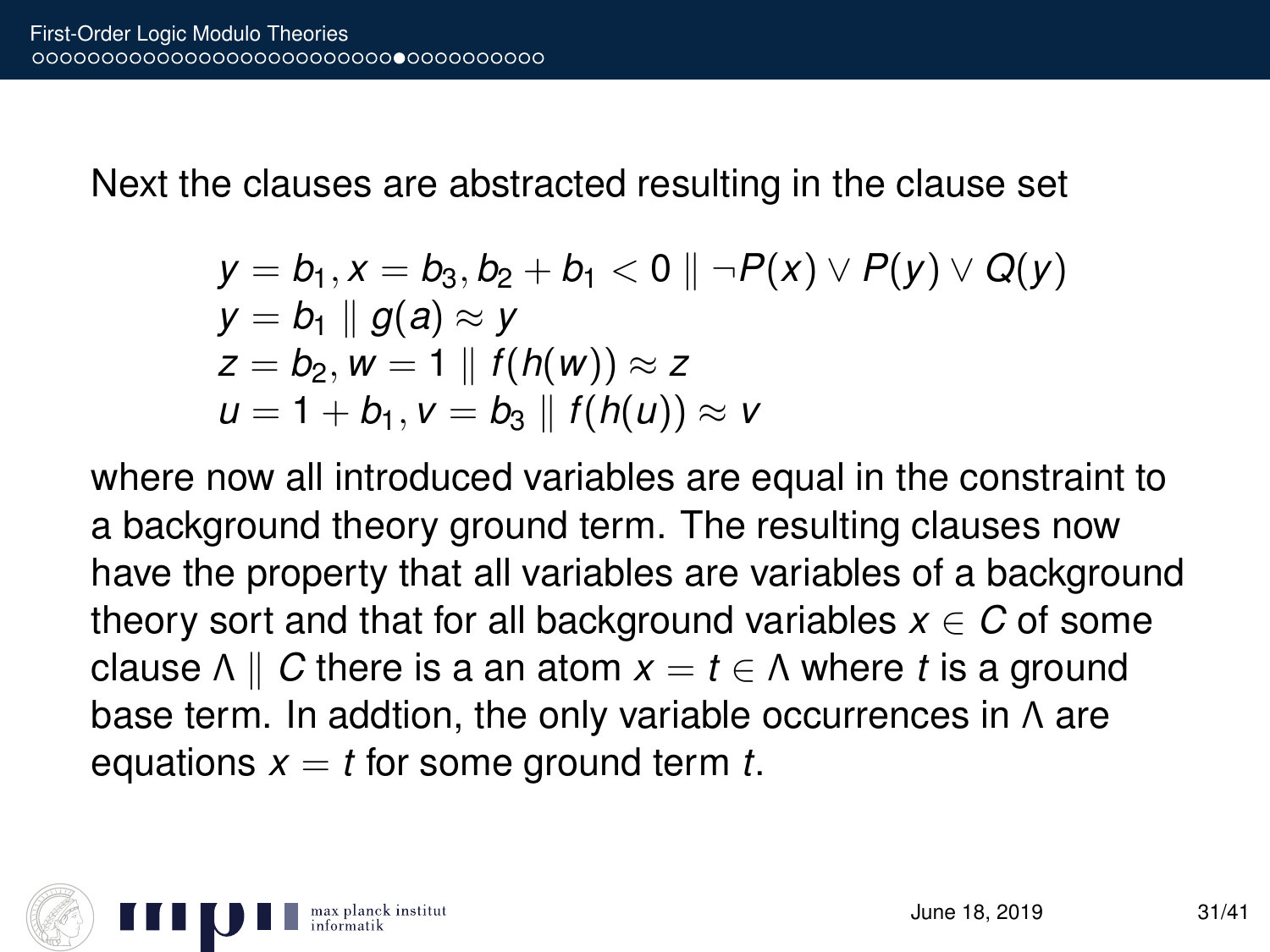Next the clauses are abstracted resulting in the clause set

$$
\begin{array}{l}
y = b_1, x = b_3, b_2 + b_1 < 0 \parallel \neg P(x) \vee P(y) \vee Q(y) \\
y = b_1 \parallel g(a) \approx y \\
z = b_2, w = 1 \parallel f(h(w)) \approx z \\
u = 1 + b_1, v = b_3 \parallel f(h(u)) \approx v
\end{array}
$$

where now all introduced variables are equal in the constraint to a background theory ground term. The resulting clauses now have the property that all variables are variables of a background theory sort and that for all background variables $x \in C$ of some clause $\Lambda \parallel C$ there is a an atom $x = t \in \Lambda$ where $t$ is a ground base term. In addtion, the only variable occurrences in $\Lambda$ are equations $x = t$ for some ground term $t$.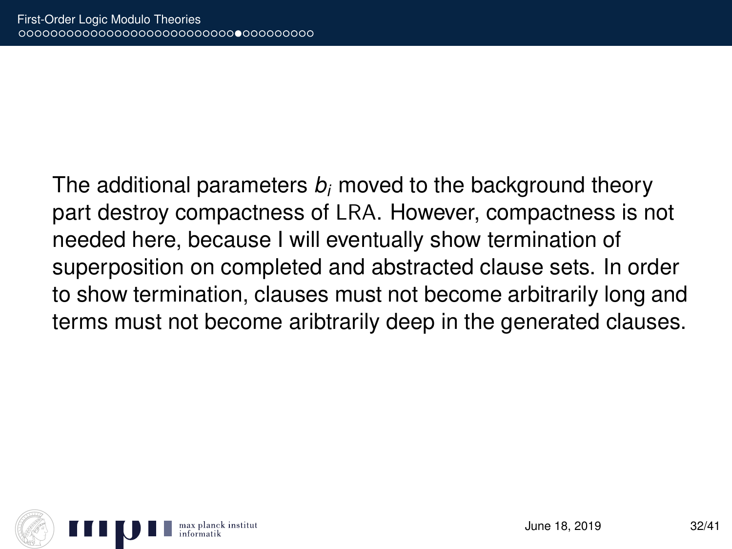The additional parameters $b_i$ moved to the background theory part destroy compactness of LRA. However, compactness is not needed here, because I will eventually show termination of superposition on completed and abstracted clause sets. In order to show termination, clauses must not become arbitrarily long and terms must not become aribtrarily deep in the generated clauses.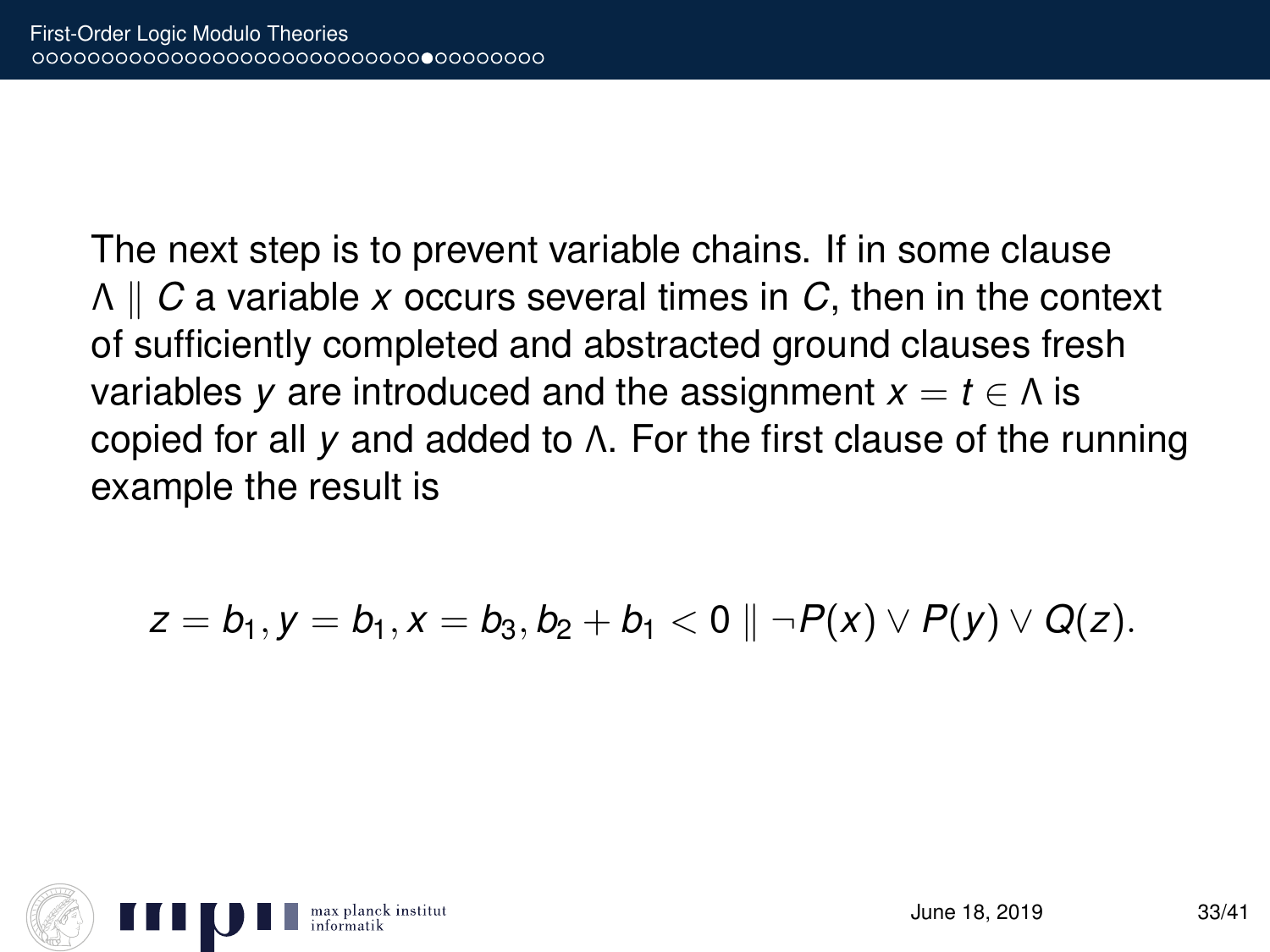The next step is to prevent variable chains. If in some clause $\Lambda \parallel C$ a variable $x$ occurs several times in $C$, then in the context of sufficiently completed and abstracted ground clauses fresh variables $y$ are introduced and the assignment $x = t \in \Lambda$ is copied for all $y$ and added to $\Lambda$. For the first clause of the running example the result is

$$z = b_1, y = b_1, x = b_3, b_2 + b_1 < 0 \parallel \neg P(x) \vee P(y) \vee Q(z).$$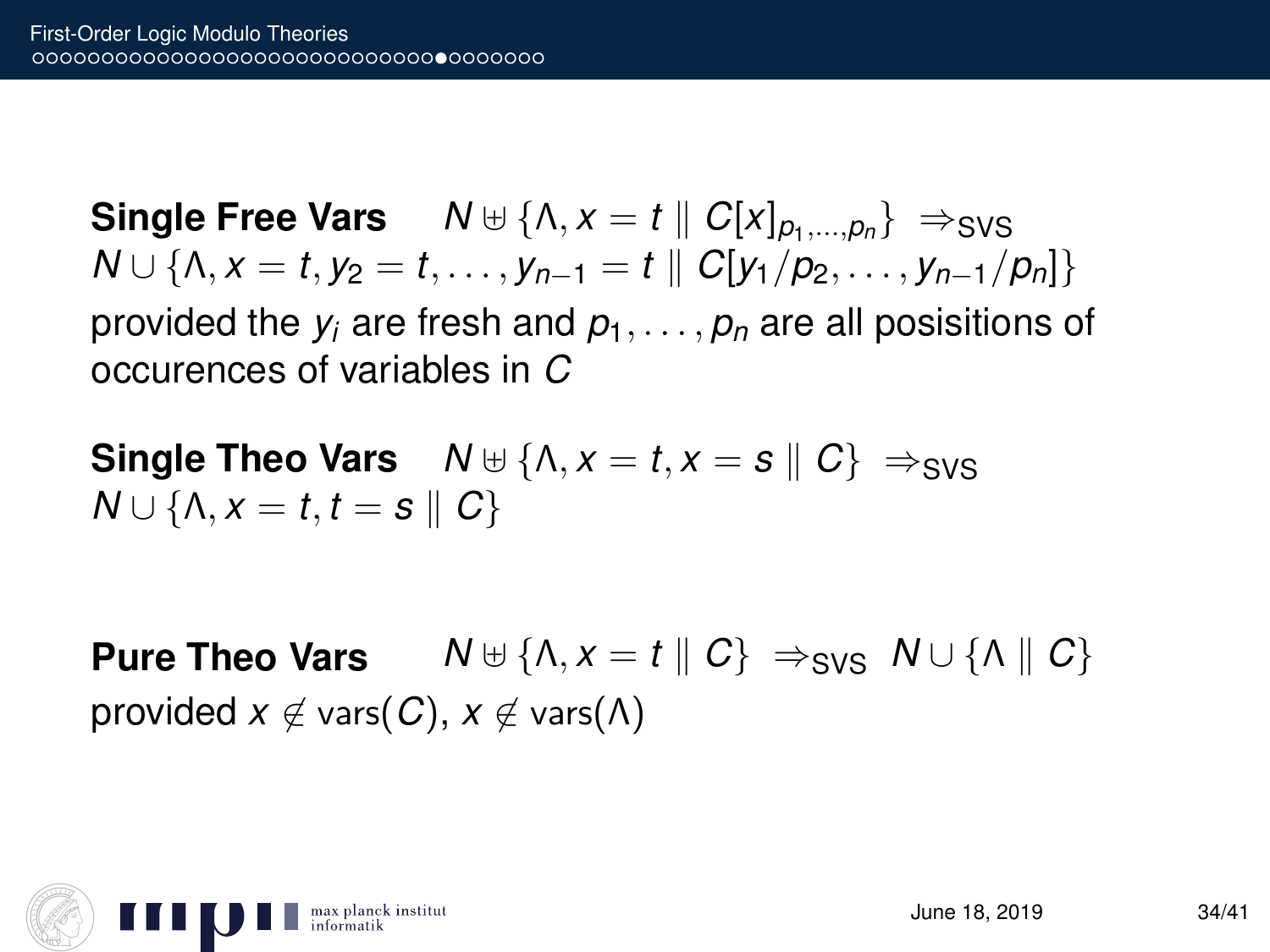**Single Free Vars** $\quad N \uplus \{\Lambda, x = t \parallel C[x]_{p_1,\ldots,p_n}\} \;\Rightarrow_{\text{SVS}}$
$N \cup \{\Lambda, x = t, y_2 = t, \ldots, y_{n-1} = t \parallel C[y_1/p_2, \ldots, y_{n-1}/p_n]\}$
provided the $y_i$ are fresh and $p_1, \ldots, p_n$ are all posisitions of occurences of variables in $C$

**Single Theo Vars** $\quad N \uplus \{\Lambda, x = t, x = s \parallel C\} \;\Rightarrow_{\text{SVS}}$
$N \cup \{\Lambda, x = t, t = s \parallel C\}$

**Pure Theo Vars** $\quad N \uplus \{\Lambda, x = t \parallel C\} \;\Rightarrow_{\text{SVS}}\; N \cup \{\Lambda \parallel C\}$
provided $x \notin \text{vars}(C)$, $x \notin \text{vars}(\Lambda)$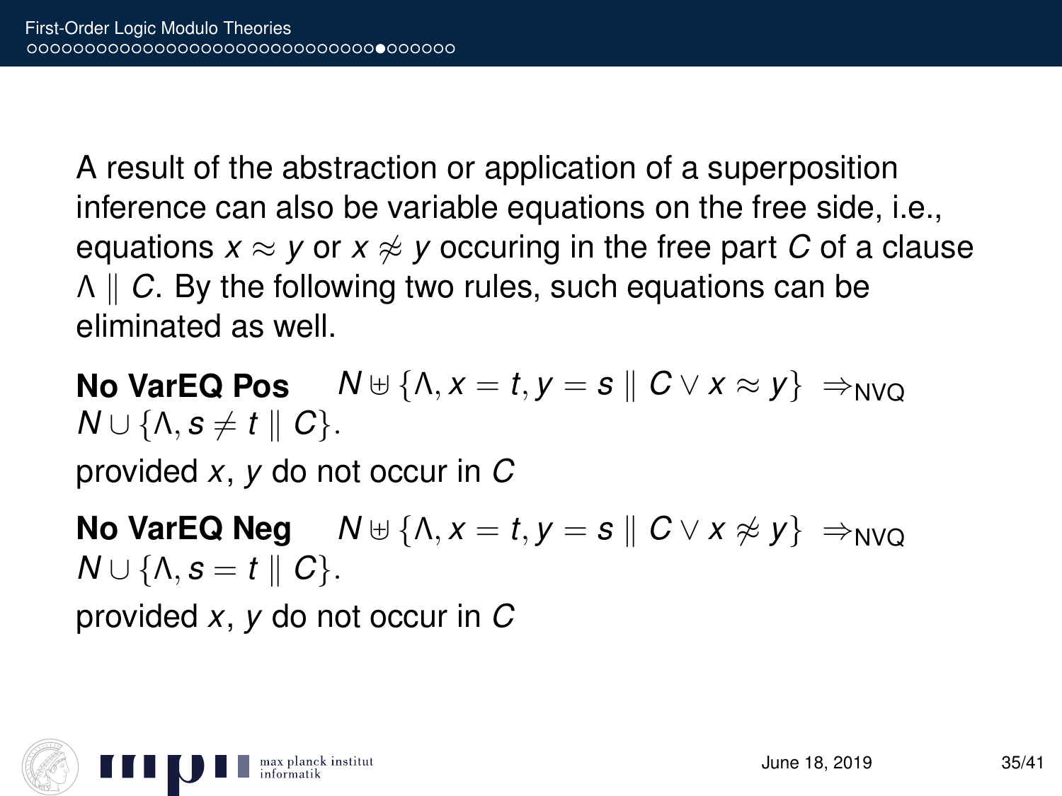A result of the abstraction or application of a superposition inference can also be variable equations on the free side, i.e., equations $x \approx y$ or $x \not\approx y$ occuring in the free part $C$ of a clause $\Lambda \parallel C$. By the following two rules, such equations can be eliminated as well.

**No VarEQ Pos** $N \uplus \{\Lambda, x = t, y = s \parallel C \lor x \approx y\} \Rightarrow_{\text{NVQ}} N \cup \{\Lambda, s \neq t \parallel C\}$.

provided $x$, $y$ do not occur in $C$

**No VarEQ Neg** $N \uplus \{\Lambda, x = t, y = s \parallel C \lor x \not\approx y\} \Rightarrow_{\text{NVQ}} N \cup \{\Lambda, s = t \parallel C\}$.

provided $x$, $y$ do not occur in $C$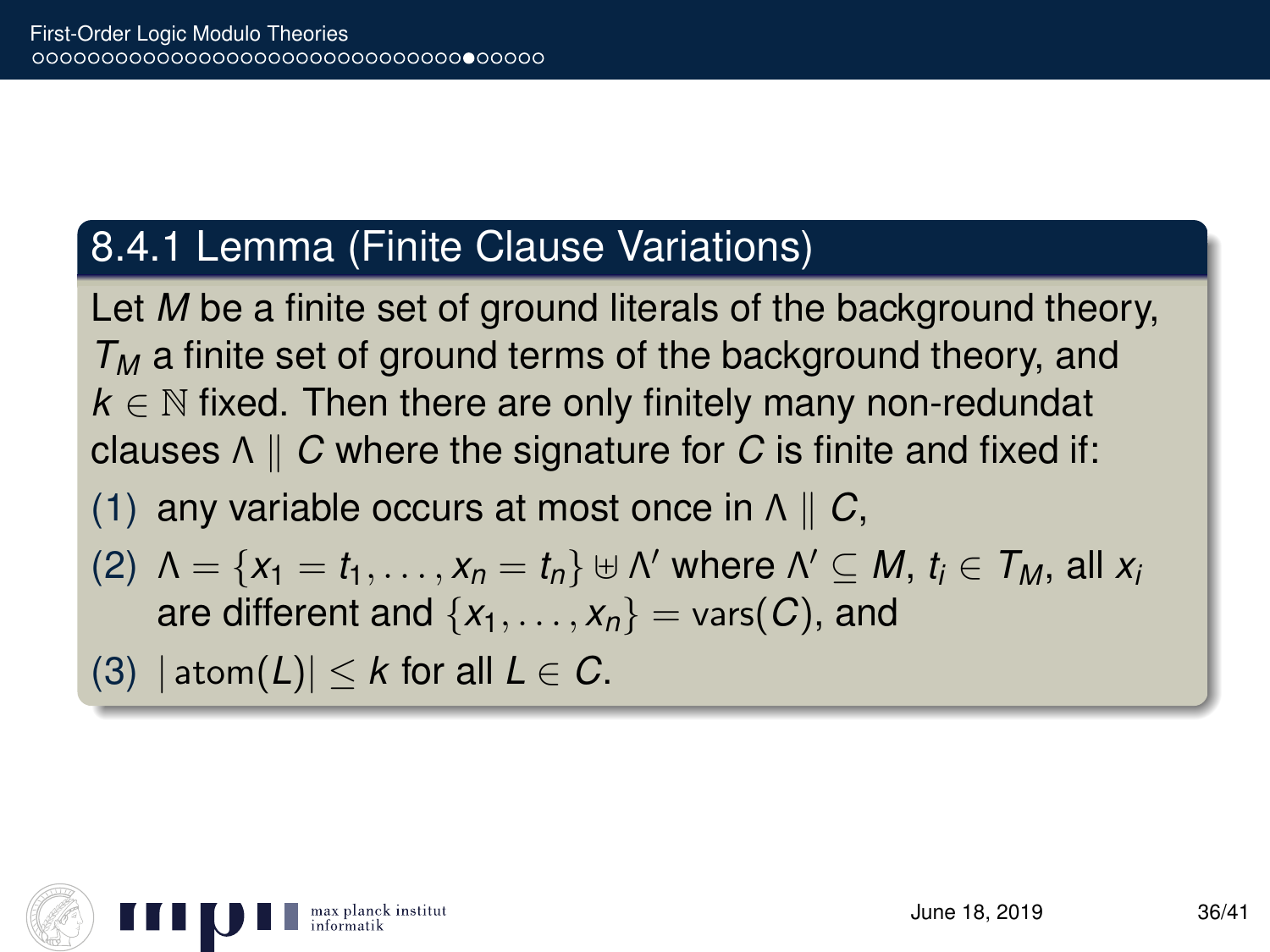## 8.4.1 Lemma (Finite Clause Variations)

Let $M$ be a finite set of ground literals of the background theory, $T_M$ a finite set of ground terms of the background theory, and $k \in \mathbb{N}$ fixed. Then there are only finitely many non-redundat clauses $\Lambda \parallel C$ where the signature for $C$ is finite and fixed if:

(1) any variable occurs at most once in $\Lambda \parallel C$,

(2) $\Lambda = \{x_1 = t_1, \ldots, x_n = t_n\} \uplus \Lambda'$ where $\Lambda' \subseteq M$, $t_i \in T_M$, all $x_i$ are different and $\{x_1, \ldots, x_n\} = \text{vars}(C)$, and

(3) $|\text{atom}(L)| \leq k$ for all $L \in C$.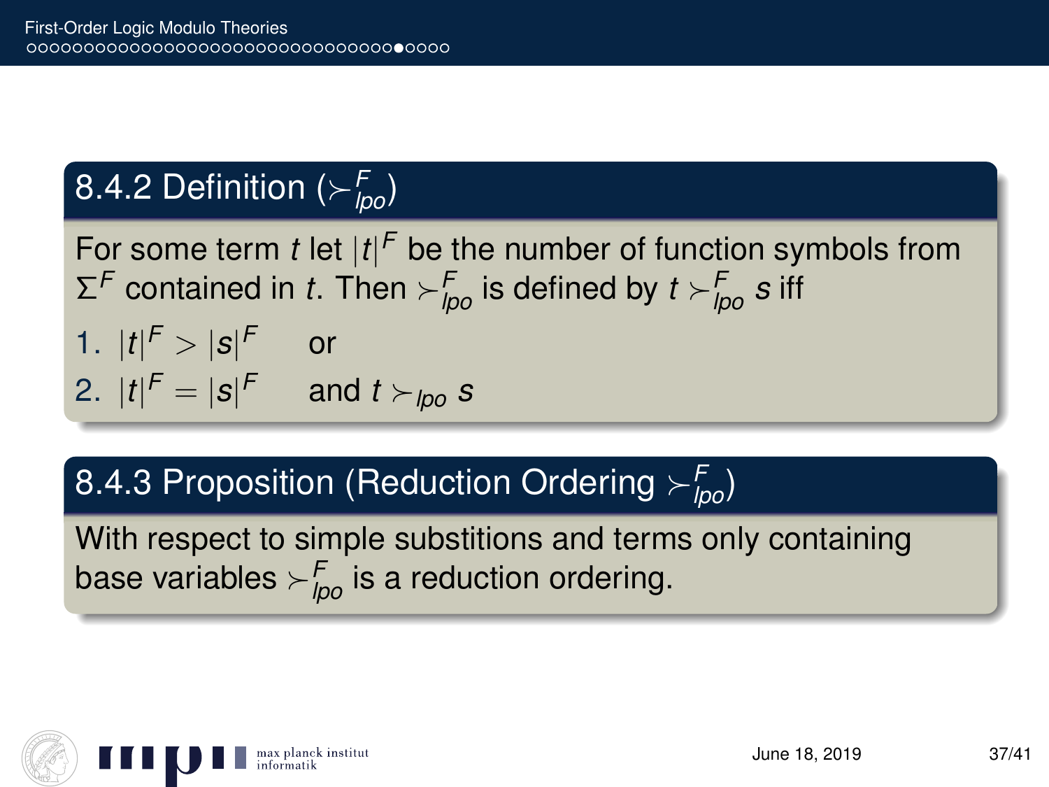### 8.4.2 Definition ($\succ_{lpo}^F$)

For some term $t$ let $|t|^F$ be the number of function symbols from $\Sigma^F$ contained in $t$. Then $\succ_{lpo}^F$ is defined by $t \succ_{lpo}^F s$ iff

1. $|t|^F > |s|^F$ or
2. $|t|^F = |s|^F$ and $t \succ_{lpo} s$

### 8.4.3 Proposition (Reduction Ordering $\succ_{lpo}^F$)

With respect to simple substitions and terms only containing base variables $\succ_{lpo}^F$ is a reduction ordering.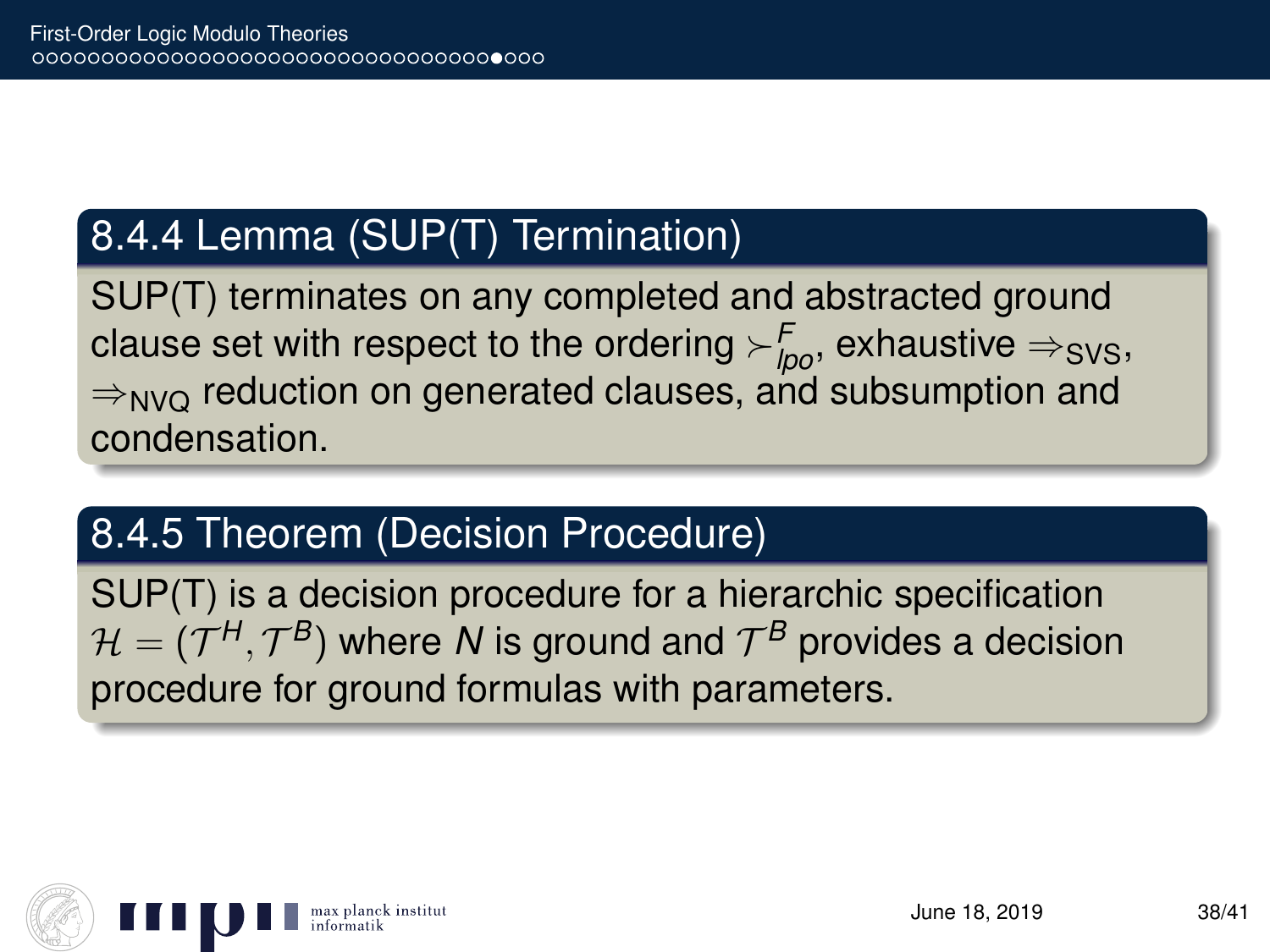### 8.4.4 Lemma (SUP(T) Termination)

SUP(T) terminates on any completed and abstracted ground clause set with respect to the ordering $\succ^{F}_{lpo}$, exhaustive $\Rightarrow_{\text{SVS}}$, $\Rightarrow_{\text{NVQ}}$ reduction on generated clauses, and subsumption and condensation.

### 8.4.5 Theorem (Decision Procedure)

SUP(T) is a decision procedure for a hierarchic specification $\mathcal{H} = (\mathcal{T}^H, \mathcal{T}^B)$ where $N$ is ground and $\mathcal{T}^B$ provides a decision procedure for ground formulas with parameters.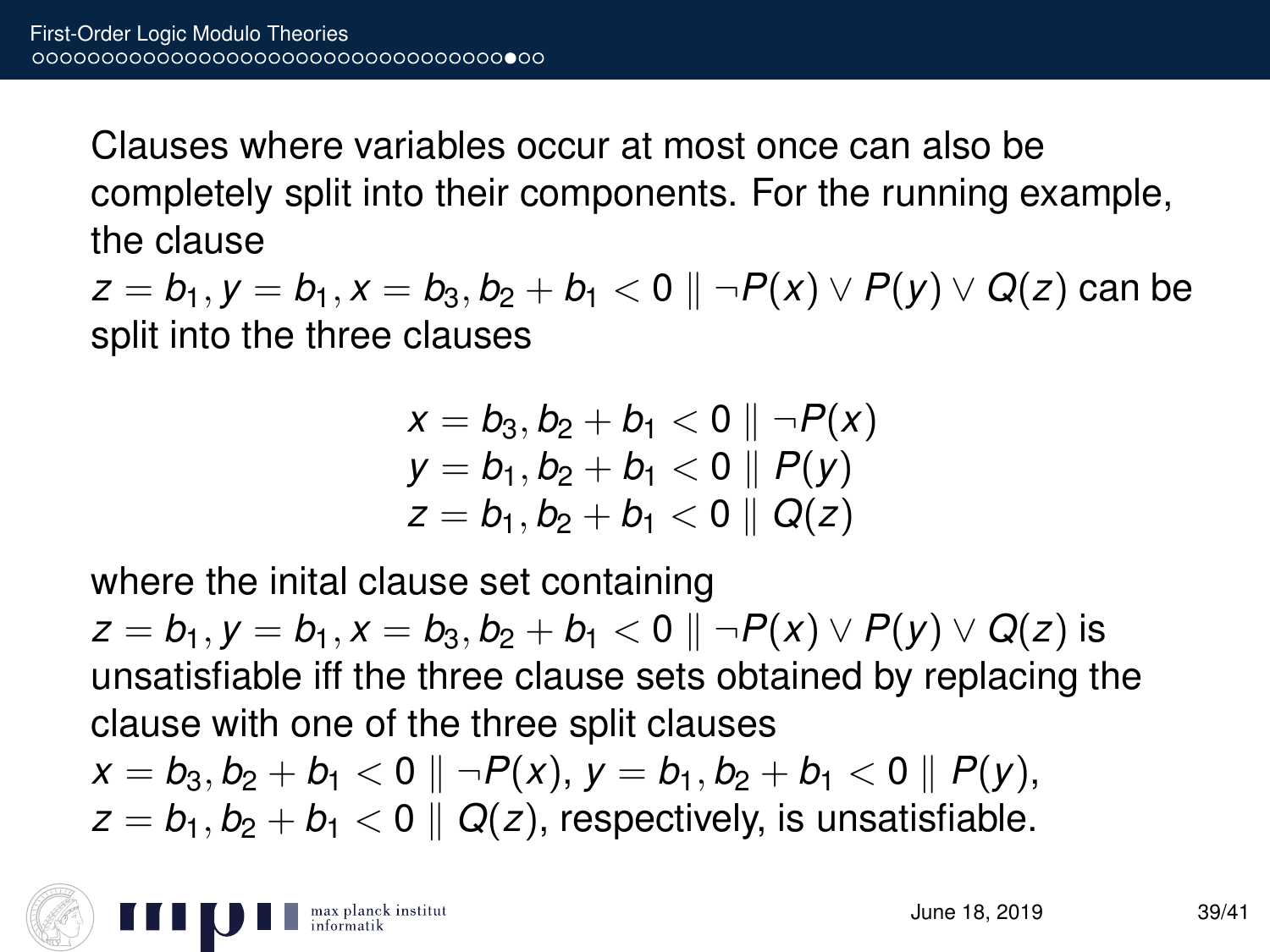Clauses where variables occur at most once can also be completely split into their components. For the running example, the clause $z = b_1, y = b_1, x = b_3, b_2 + b_1 < 0 \parallel \neg P(x) \lor P(y) \lor Q(z)$ can be split into the three clauses

$$
\begin{array}{l}
x = b_3, b_2 + b_1 < 0 \parallel \neg P(x) \\
y = b_1, b_2 + b_1 < 0 \parallel P(y) \\
z = b_1, b_2 + b_1 < 0 \parallel Q(z)
\end{array}
$$

where the inital clause set containing $z = b_1, y = b_1, x = b_3, b_2 + b_1 < 0 \parallel \neg P(x) \lor P(y) \lor Q(z)$ is unsatisfiable iff the three clause sets obtained by replacing the clause with one of the three split clauses $x = b_3, b_2 + b_1 < 0 \parallel \neg P(x)$, $y = b_1, b_2 + b_1 < 0 \parallel P(y)$, $z = b_1, b_2 + b_1 < 0 \parallel Q(z)$, respectively, is unsatisfiable.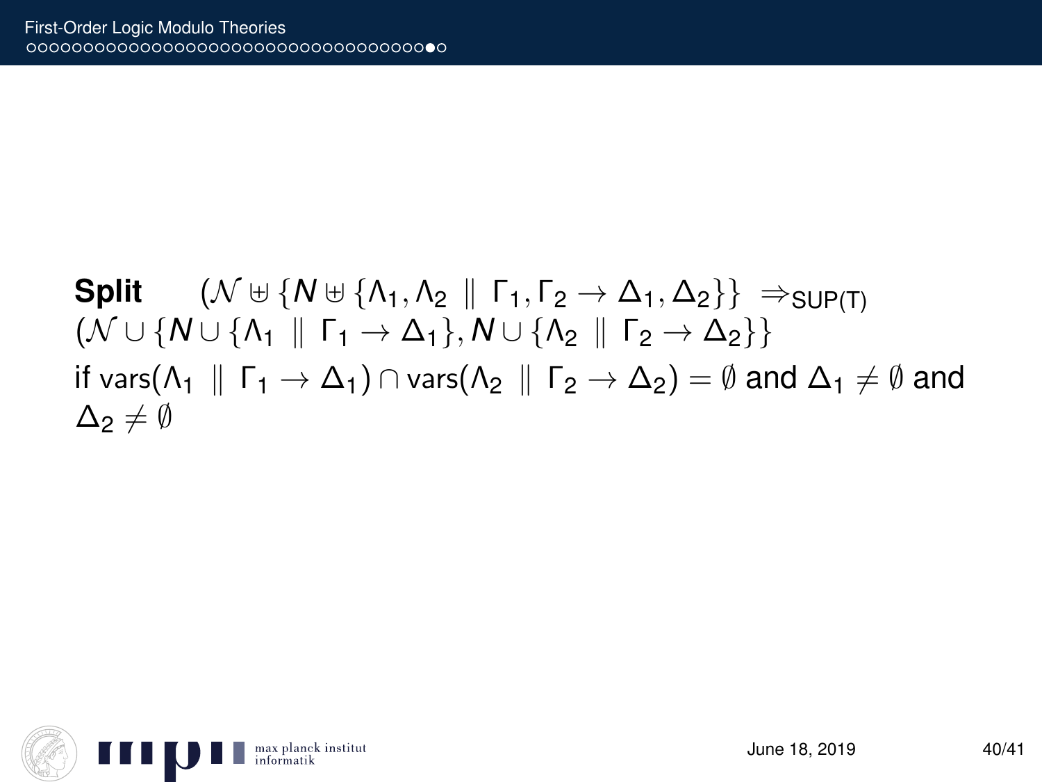**Split** $(\mathcal{N} \uplus \{N \uplus \{\Lambda_1, \Lambda_2 \parallel \Gamma_1, \Gamma_2 \rightarrow \Delta_1, \Delta_2\}\} \Rightarrow_{\text{SUP(T)}}$ $(\mathcal{N} \cup \{N \cup \{\Lambda_1 \parallel \Gamma_1 \rightarrow \Delta_1\}, N \cup \{\Lambda_2 \parallel \Gamma_2 \rightarrow \Delta_2\}\}$

if $\text{vars}(\Lambda_1 \parallel \Gamma_1 \rightarrow \Delta_1) \cap \text{vars}(\Lambda_2 \parallel \Gamma_2 \rightarrow \Delta_2) = \emptyset$ and $\Delta_1 \neq \emptyset$ and $\Delta_2 \neq \emptyset$